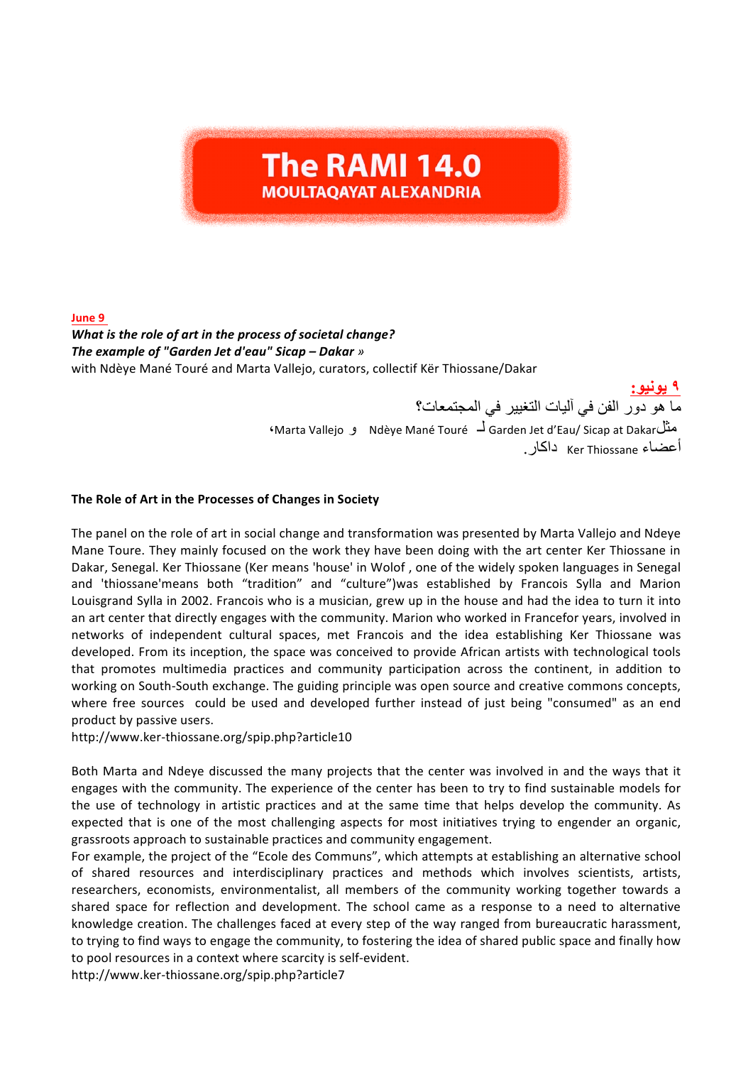# The RAMI 14.0
## MOULTAQAYAT ALEXANDRIA

**June 9**

***What is the role of art in the process of societal change?***
***The example of "Garden Jet d'eau" Sicap – Dakar »***
with Ndèye Mané Touré and Marta Vallejo, curators, collectif Kër Thiossane/Dakar

**٩ يونيو:**
ما هو دور الفن في آليات التغيير في المجتمعات؟
مثل Garden Jet d'Eau/ Sicap at Dakar لـ Ndèye Mané Touré و Marta Vallejo،
أعضاء Ker Thiossane داكار.

**The Role of Art in the Processes of Changes in Society**

The panel on the role of art in social change and transformation was presented by Marta Vallejo and Ndeye Mane Toure. They mainly focused on the work they have been doing with the art center Ker Thiossane in Dakar, Senegal. Ker Thiossane (Ker means 'house' in Wolof , one of the widely spoken languages in Senegal and 'thiossane'means both "tradition" and "culture")was established by Francois Sylla and Marion Louisgrand Sylla in 2002. Francois who is a musician, grew up in the house and had the idea to turn it into an art center that directly engages with the community. Marion who worked in Francefor years, involved in networks of independent cultural spaces, met Francois and the idea establishing Ker Thiossane was developed. From its inception, the space was conceived to provide African artists with technological tools that promotes multimedia practices and community participation across the continent, in addition to working on South-South exchange. The guiding principle was open source and creative commons concepts, where free sources could be used and developed further instead of just being "consumed" as an end product by passive users.
http://www.ker-thiossane.org/spip.php?article10

Both Marta and Ndeye discussed the many projects that the center was involved in and the ways that it engages with the community. The experience of the center has been to try to find sustainable models for the use of technology in artistic practices and at the same time that helps develop the community. As expected that is one of the most challenging aspects for most initiatives trying to engender an organic, grassroots approach to sustainable practices and community engagement.
For example, the project of the "Ecole des Communs", which attempts at establishing an alternative school of shared resources and interdisciplinary practices and methods which involves scientists, artists, researchers, economists, environmentalist, all members of the community working together towards a shared space for reflection and development. The school came as a response to a need to alternative knowledge creation. The challenges faced at every step of the way ranged from bureaucratic harassment, to trying to find ways to engage the community, to fostering the idea of shared public space and finally how to pool resources in a context where scarcity is self-evident.
http://www.ker-thiossane.org/spip.php?article7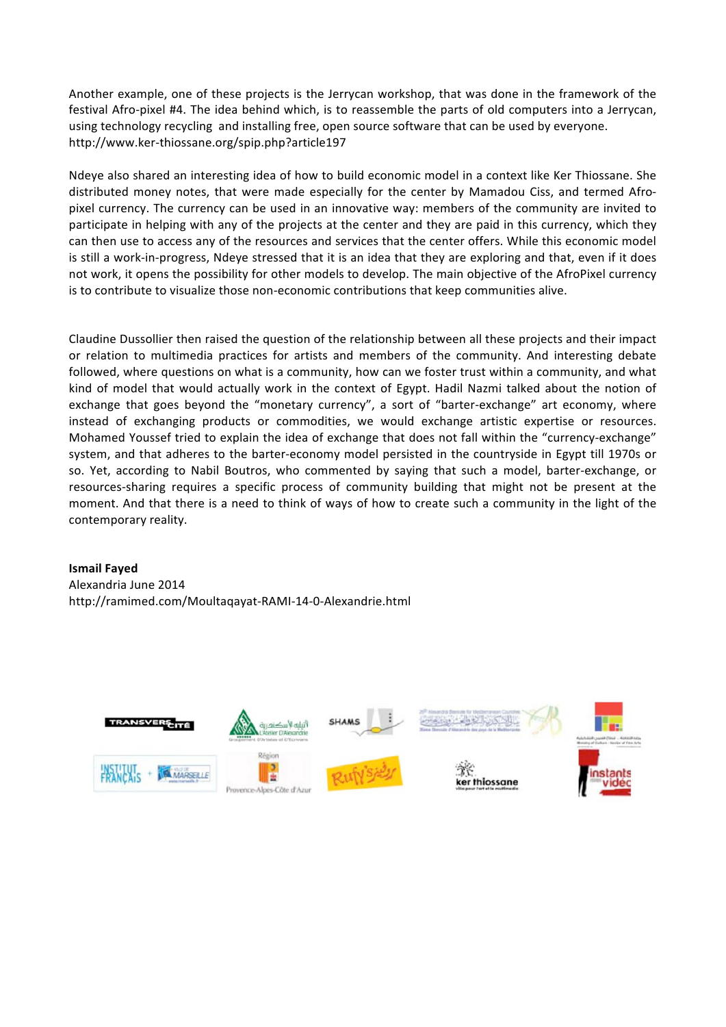Another example, one of these projects is the Jerrycan workshop, that was done in the framework of the festival Afro-pixel #4. The idea behind which, is to reassemble the parts of old computers into a Jerrycan, using technology recycling and installing free, open source software that can be used by everyone.
http://www.ker-thiossane.org/spip.php?article197

Ndeye also shared an interesting idea of how to build economic model in a context like Ker Thiossane. She distributed money notes, that were made especially for the center by Mamadou Ciss, and termed Afro-pixel currency. The currency can be used in an innovative way: members of the community are invited to participate in helping with any of the projects at the center and they are paid in this currency, which they can then use to access any of the resources and services that the center offers. While this economic model is still a work-in-progress, Ndeye stressed that it is an idea that they are exploring and that, even if it does not work, it opens the possibility for other models to develop. The main objective of the AfroPixel currency is to contribute to visualize those non-economic contributions that keep communities alive.

Claudine Dussollier then raised the question of the relationship between all these projects and their impact or relation to multimedia practices for artists and members of the community. And interesting debate followed, where questions on what is a community, how can we foster trust within a community, and what kind of model that would actually work in the context of Egypt. Hadil Nazmi talked about the notion of exchange that goes beyond the "monetary currency", a sort of "barter-exchange" art economy, where instead of exchanging products or commodities, we would exchange artistic expertise or resources. Mohamed Youssef tried to explain the idea of exchange that does not fall within the "currency-exchange" system, and that adheres to the barter-economy model persisted in the countryside in Egypt till 1970s or so. Yet, according to Nabil Boutros, who commented by saying that such a model, barter-exchange, or resources-sharing requires a specific process of community building that might not be present at the moment. And that there is a need to think of ways of how to create such a community in the light of the contemporary reality.

**Ismail Fayed**
Alexandria June 2014
http://ramimed.com/Moultaqayat-RAMI-14-0-Alexandrie.html